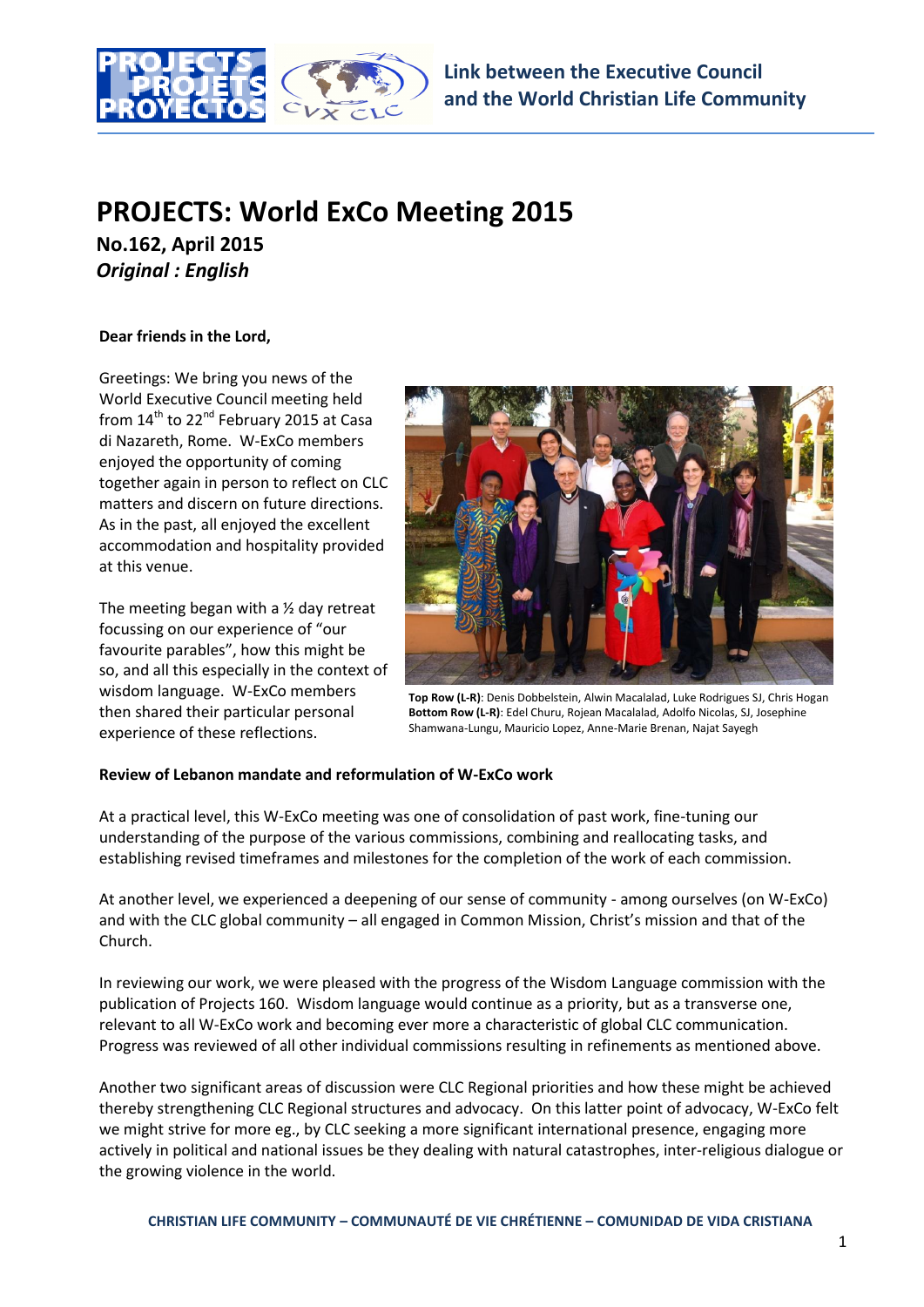Link between the Executive Council and the World Christian Life Community

# PROJECTS: World ExCo Meeting 2015

**No.162, April 2015**

***Original : English***

**Dear friends in the Lord,**

Greetings: We bring you news of the World Executive Council meeting held from 14th to 22nd February 2015 at Casa di Nazareth, Rome. W-ExCo members enjoyed the opportunity of coming together again in person to reflect on CLC matters and discern on future directions. As in the past, all enjoyed the excellent accommodation and hospitality provided at this venue.

The meeting began with a ½ day retreat focussing on our experience of "our favourite parables", how this might be so, and all this especially in the context of wisdom language. W-ExCo members then shared their particular personal experience of these reflections.

**Top Row (L-R)**: Denis Dobbelstein, Alwin Macalalad, Luke Rodrigues SJ, Chris Hogan
**Bottom Row (L-R)**: Edel Churu, Rojean Macalalad, Adolfo Nicolas, SJ, Josephine Shamwana-Lungu, Mauricio Lopez, Anne-Marie Brenan, Najat Sayegh

**Review of Lebanon mandate and reformulation of W-ExCo work**

At a practical level, this W-ExCo meeting was one of consolidation of past work, fine-tuning our understanding of the purpose of the various commissions, combining and reallocating tasks, and establishing revised timeframes and milestones for the completion of the work of each commission.

At another level, we experienced a deepening of our sense of community - among ourselves (on W-ExCo) and with the CLC global community – all engaged in Common Mission, Christ's mission and that of the Church.

In reviewing our work, we were pleased with the progress of the Wisdom Language commission with the publication of Projects 160. Wisdom language would continue as a priority, but as a transverse one, relevant to all W-ExCo work and becoming ever more a characteristic of global CLC communication. Progress was reviewed of all other individual commissions resulting in refinements as mentioned above.

Another two significant areas of discussion were CLC Regional priorities and how these might be achieved thereby strengthening CLC Regional structures and advocacy. On this latter point of advocacy, W-ExCo felt we might strive for more eg., by CLC seeking a more significant international presence, engaging more actively in political and national issues be they dealing with natural catastrophes, inter-religious dialogue or the growing violence in the world.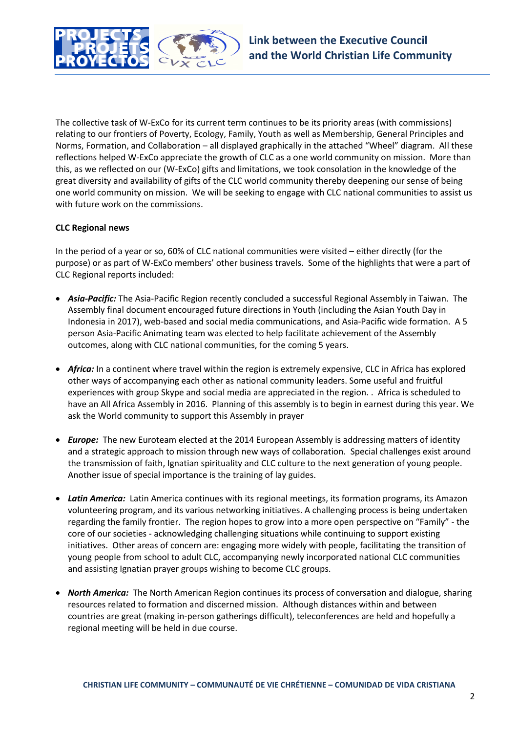The collective task of W-ExCo for its current term continues to be its priority areas (with commissions) relating to our frontiers of Poverty, Ecology, Family, Youth as well as Membership, General Principles and Norms, Formation, and Collaboration – all displayed graphically in the attached "Wheel" diagram. All these reflections helped W-ExCo appreciate the growth of CLC as a one world community on mission. More than this, as we reflected on our (W-ExCo) gifts and limitations, we took consolation in the knowledge of the great diversity and availability of gifts of the CLC world community thereby deepening our sense of being one world community on mission. We will be seeking to engage with CLC national communities to assist us with future work on the commissions.

**CLC Regional news**

In the period of a year or so, 60% of CLC national communities were visited – either directly (for the purpose) or as part of W-ExCo members' other business travels. Some of the highlights that were a part of CLC Regional reports included:

- ***Asia-Pacific:*** The Asia-Pacific Region recently concluded a successful Regional Assembly in Taiwan. The Assembly final document encouraged future directions in Youth (including the Asian Youth Day in Indonesia in 2017), web-based and social media communications, and Asia-Pacific wide formation. A 5 person Asia-Pacific Animating team was elected to help facilitate achievement of the Assembly outcomes, along with CLC national communities, for the coming 5 years.

- ***Africa:*** In a continent where travel within the region is extremely expensive, CLC in Africa has explored other ways of accompanying each other as national community leaders. Some useful and fruitful experiences with group Skype and social media are appreciated in the region. . Africa is scheduled to have an All Africa Assembly in 2016. Planning of this assembly is to begin in earnest during this year. We ask the World community to support this Assembly in prayer

- ***Europe:*** The new Euroteam elected at the 2014 European Assembly is addressing matters of identity and a strategic approach to mission through new ways of collaboration. Special challenges exist around the transmission of faith, Ignatian spirituality and CLC culture to the next generation of young people. Another issue of special importance is the training of lay guides.

- ***Latin America:*** Latin America continues with its regional meetings, its formation programs, its Amazon volunteering program, and its various networking initiatives. A challenging process is being undertaken regarding the family frontier. The region hopes to grow into a more open perspective on "Family" - the core of our societies - acknowledging challenging situations while continuing to support existing initiatives. Other areas of concern are: engaging more widely with people, facilitating the transition of young people from school to adult CLC, accompanying newly incorporated national CLC communities and assisting Ignatian prayer groups wishing to become CLC groups.

- ***North America:*** The North American Region continues its process of conversation and dialogue, sharing resources related to formation and discerned mission. Although distances within and between countries are great (making in-person gatherings difficult), teleconferences are held and hopefully a regional meeting will be held in due course.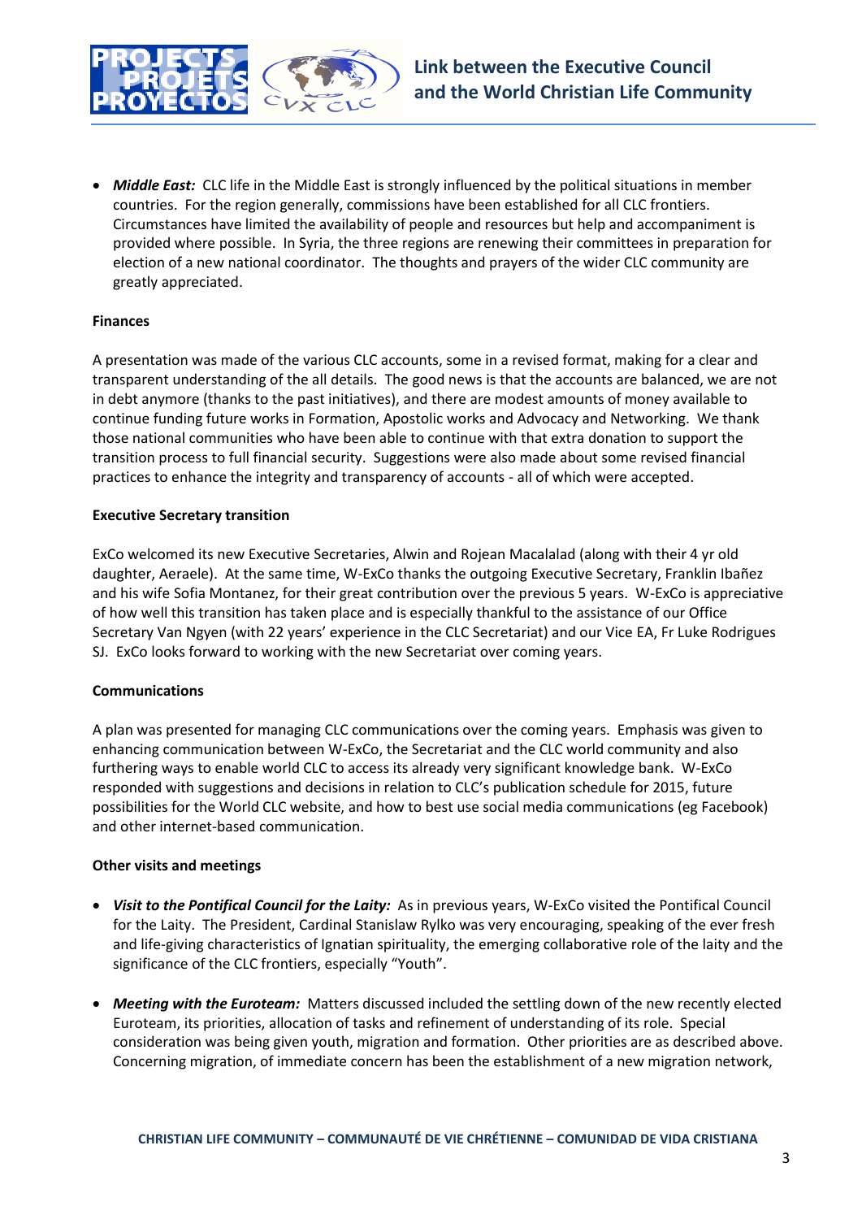- ***Middle East:*** CLC life in the Middle East is strongly influenced by the political situations in member countries. For the region generally, commissions have been established for all CLC frontiers. Circumstances have limited the availability of people and resources but help and accompaniment is provided where possible. In Syria, the three regions are renewing their committees in preparation for election of a new national coordinator. The thoughts and prayers of the wider CLC community are greatly appreciated.

**Finances**

A presentation was made of the various CLC accounts, some in a revised format, making for a clear and transparent understanding of the all details. The good news is that the accounts are balanced, we are not in debt anymore (thanks to the past initiatives), and there are modest amounts of money available to continue funding future works in Formation, Apostolic works and Advocacy and Networking. We thank those national communities who have been able to continue with that extra donation to support the transition process to full financial security. Suggestions were also made about some revised financial practices to enhance the integrity and transparency of accounts - all of which were accepted.

**Executive Secretary transition**

ExCo welcomed its new Executive Secretaries, Alwin and Rojean Macalalad (along with their 4 yr old daughter, Aeraele). At the same time, W-ExCo thanks the outgoing Executive Secretary, Franklin Ibañez and his wife Sofia Montanez, for their great contribution over the previous 5 years. W-ExCo is appreciative of how well this transition has taken place and is especially thankful to the assistance of our Office Secretary Van Ngyen (with 22 years' experience in the CLC Secretariat) and our Vice EA, Fr Luke Rodrigues SJ. ExCo looks forward to working with the new Secretariat over coming years.

**Communications**

A plan was presented for managing CLC communications over the coming years. Emphasis was given to enhancing communication between W-ExCo, the Secretariat and the CLC world community and also furthering ways to enable world CLC to access its already very significant knowledge bank. W-ExCo responded with suggestions and decisions in relation to CLC's publication schedule for 2015, future possibilities for the World CLC website, and how to best use social media communications (eg Facebook) and other internet-based communication.

**Other visits and meetings**

- ***Visit to the Pontifical Council for the Laity:*** As in previous years, W-ExCo visited the Pontifical Council for the Laity. The President, Cardinal Stanislaw Rylko was very encouraging, speaking of the ever fresh and life-giving characteristics of Ignatian spirituality, the emerging collaborative role of the laity and the significance of the CLC frontiers, especially "Youth".

- ***Meeting with the Euroteam:*** Matters discussed included the settling down of the new recently elected Euroteam, its priorities, allocation of tasks and refinement of understanding of its role. Special consideration was being given youth, migration and formation. Other priorities are as described above. Concerning migration, of immediate concern has been the establishment of a new migration network,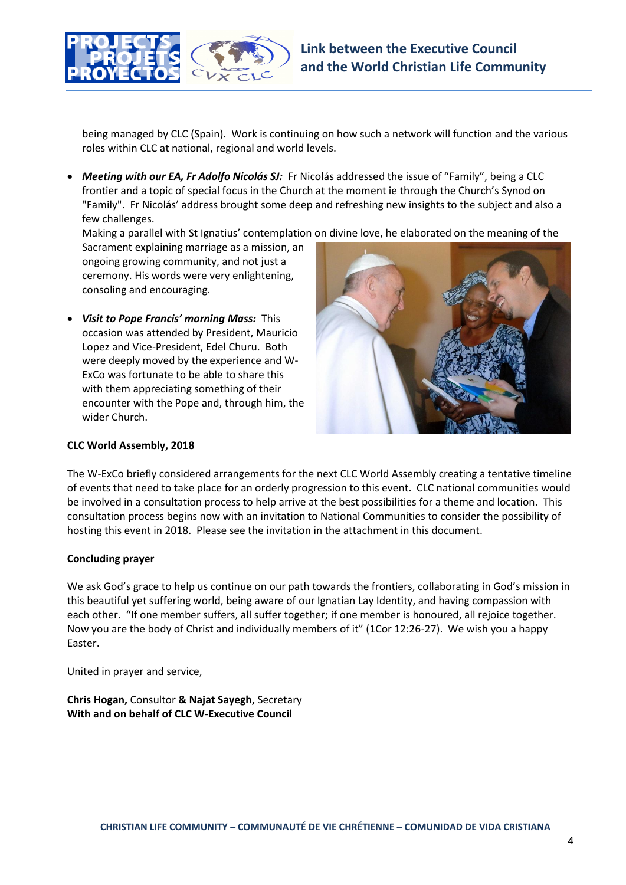being managed by CLC (Spain). Work is continuing on how such a network will function and the various roles within CLC at national, regional and world levels.

- ***Meeting with our EA, Fr Adolfo Nicolás SJ:*** Fr Nicolás addressed the issue of "Family", being a CLC frontier and a topic of special focus in the Church at the moment ie through the Church's Synod on "Family". Fr Nicolás' address brought some deep and refreshing new insights to the subject and also a few challenges.
  Making a parallel with St Ignatius' contemplation on divine love, he elaborated on the meaning of the Sacrament explaining marriage as a mission, an ongoing growing community, and not just a ceremony. His words were very enlightening, consoling and encouraging.

- ***Visit to Pope Francis' morning Mass:*** This occasion was attended by President, Mauricio Lopez and Vice-President, Edel Churu. Both were deeply moved by the experience and W-ExCo was fortunate to be able to share this with them appreciating something of their encounter with the Pope and, through him, the wider Church.

**CLC World Assembly, 2018**

The W-ExCo briefly considered arrangements for the next CLC World Assembly creating a tentative timeline of events that need to take place for an orderly progression to this event. CLC national communities would be involved in a consultation process to help arrive at the best possibilities for a theme and location. This consultation process begins now with an invitation to National Communities to consider the possibility of hosting this event in 2018. Please see the invitation in the attachment in this document.

**Concluding prayer**

We ask God's grace to help us continue on our path towards the frontiers, collaborating in God's mission in this beautiful yet suffering world, being aware of our Ignatian Lay Identity, and having compassion with each other. "If one member suffers, all suffer together; if one member is honoured, all rejoice together. Now you are the body of Christ and individually members of it" (1Cor 12:26-27). We wish you a happy Easter.

United in prayer and service,

**Chris Hogan,** Consultor **& Najat Sayegh,** Secretary
**With and on behalf of CLC W-Executive Council**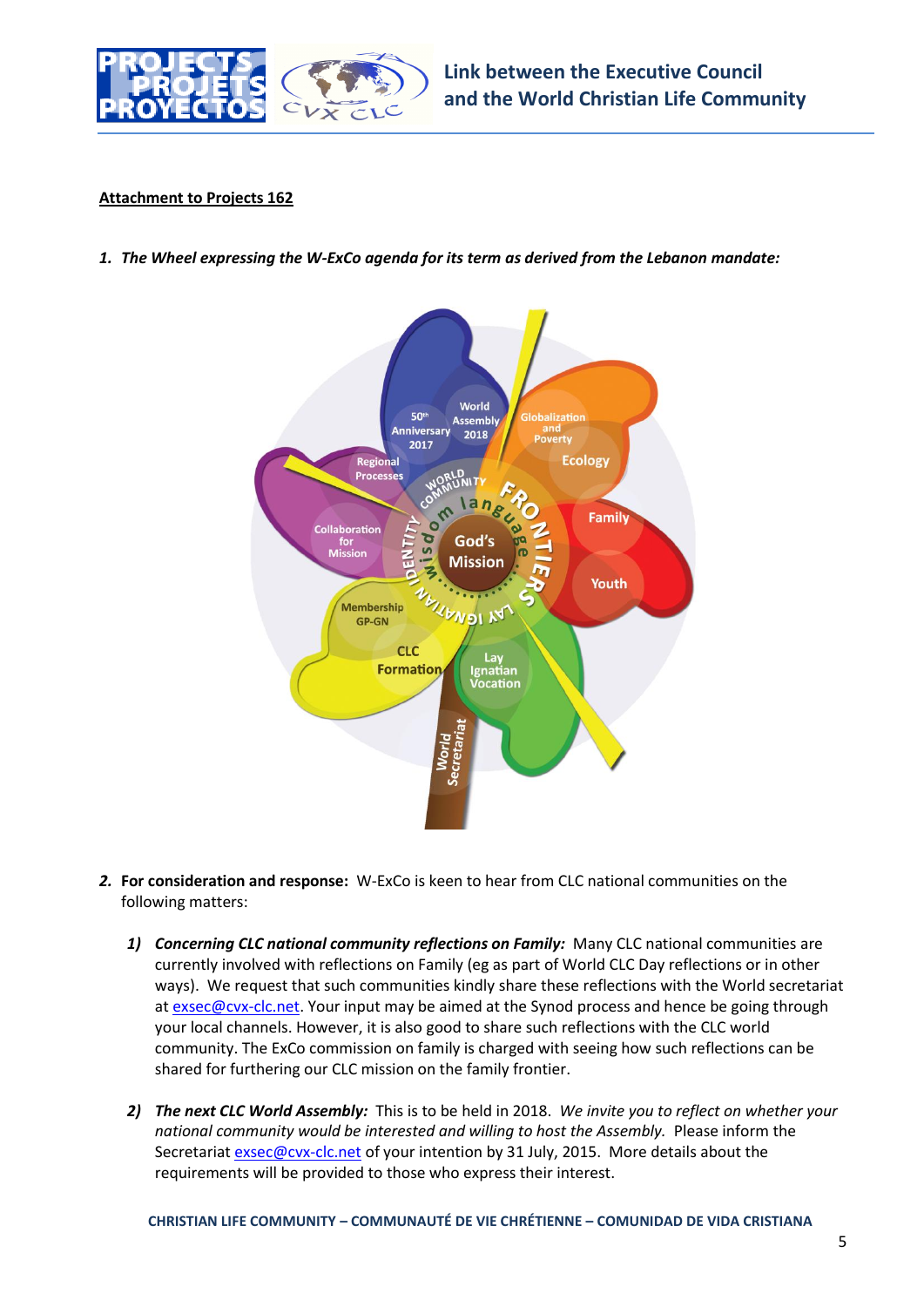**Attachment to Projects 162**

1. ***The Wheel expressing the W-ExCo agenda for its term as derived from the Lebanon mandate:***

50th Anniversary 2017
World Assembly 2018
Globalization and Poverty
Ecology
Regional Processes
Family
Collaboration for Mission
Youth
Membership GP-GN
CLC Formation
Lay Ignatian Vocation
World Secretariat
WORLD COMMUNITY
FRONTIERS
IDENTITY
LAY IGNATIAN
wisdom language
God's Mission

2. **For consideration and response:** W-ExCo is keen to hear from CLC national communities on the following matters:

   1) ***Concerning CLC national community reflections on Family:*** Many CLC national communities are currently involved with reflections on Family (eg as part of World CLC Day reflections or in other ways). We request that such communities kindly share these reflections with the World secretariat at exsec@cvx-clc.net. Your input may be aimed at the Synod process and hence be going through your local channels. However, it is also good to share such reflections with the CLC world community. The ExCo commission on family is charged with seeing how such reflections can be shared for furthering our CLC mission on the family frontier.

   2) ***The next CLC World Assembly:*** This is to be held in 2018. *We invite you to reflect on whether your national community would be interested and willing to host the Assembly.* Please inform the Secretariat exsec@cvx-clc.net of your intention by 31 July, 2015. More details about the requirements will be provided to those who express their interest.